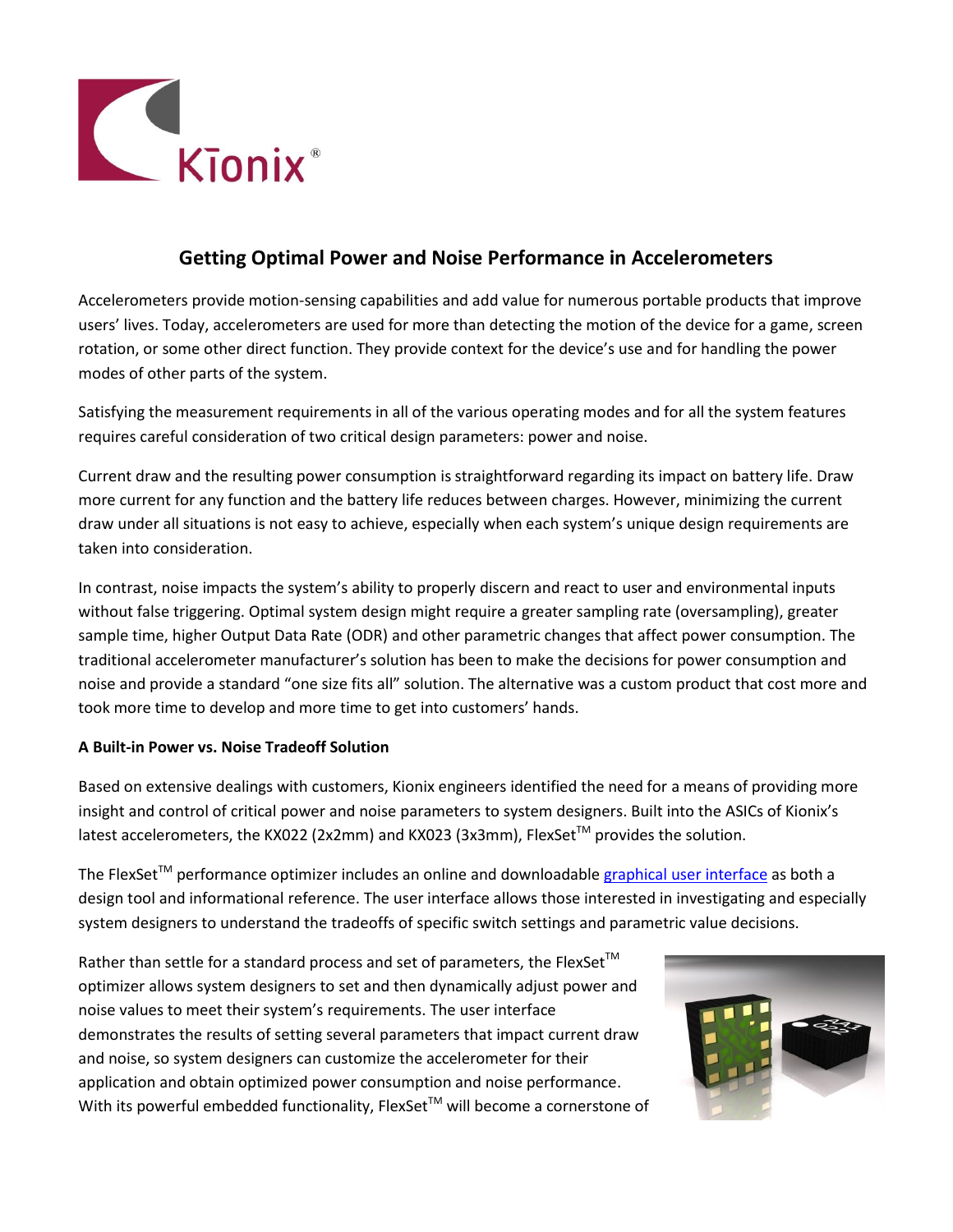# Getting Optimal Power and Noise Performance in Accelerometers

Accelerometers provide motion-sensing capabilities and add value for numerous portable products that improve users' lives. Today, accelerometers are used for more than detecting the motion of the device for a game, screen rotation, or some other direct function. They provide context for the device's use and for handling the power modes of other parts of the system.

Satisfying the measurement requirements in all of the various operating modes and for all the system features requires careful consideration of two critical design parameters: power and noise.

Current draw and the resulting power consumption is straightforward regarding its impact on battery life. Draw more current for any function and the battery life reduces between charges. However, minimizing the current draw under all situations is not easy to achieve, especially when each system's unique design requirements are taken into consideration.

In contrast, noise impacts the system's ability to properly discern and react to user and environmental inputs without false triggering. Optimal system design might require a greater sampling rate (oversampling), greater sample time, higher Output Data Rate (ODR) and other parametric changes that affect power consumption. The traditional accelerometer manufacturer's solution has been to make the decisions for power consumption and noise and provide a standard "one size fits all" solution. The alternative was a custom product that cost more and took more time to develop and more time to get into customers' hands.

**A Built-in Power vs. Noise Tradeoff Solution**

Based on extensive dealings with customers, Kionix engineers identified the need for a means of providing more insight and control of critical power and noise parameters to system designers. Built into the ASICs of Kionix's latest accelerometers, the KX022 (2x2mm) and KX023 (3x3mm), FlexSet™ provides the solution.

The FlexSet™ performance optimizer includes an online and downloadable graphical user interface as both a design tool and informational reference. The user interface allows those interested in investigating and especially system designers to understand the tradeoffs of specific switch settings and parametric value decisions.

Rather than settle for a standard process and set of parameters, the FlexSet™ optimizer allows system designers to set and then dynamically adjust power and noise values to meet their system's requirements. The user interface demonstrates the results of setting several parameters that impact current draw and noise, so system designers can customize the accelerometer for their application and obtain optimized power consumption and noise performance. With its powerful embedded functionality, FlexSet™ will become a cornerstone of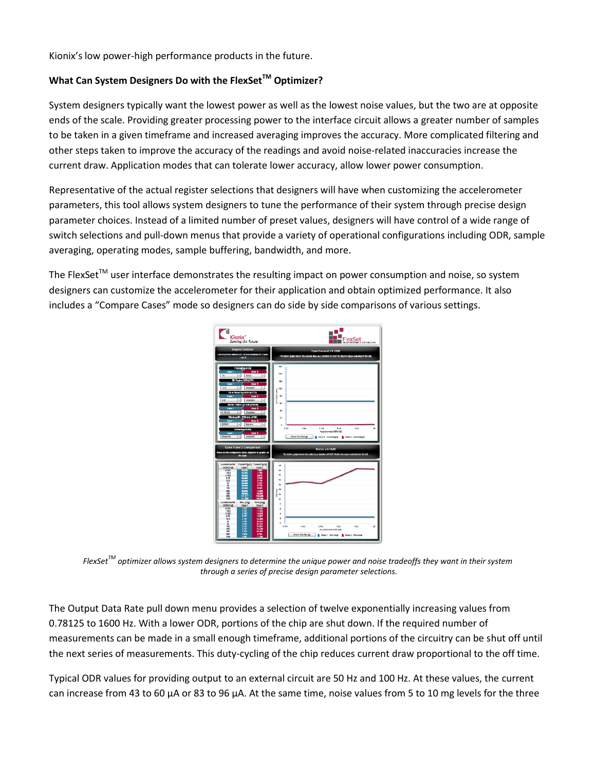Kionix's low power-high performance products in the future.

### What Can System Designers Do with the FlexSet™ Optimizer?

System designers typically want the lowest power as well as the lowest noise values, but the two are at opposite ends of the scale. Providing greater processing power to the interface circuit allows a greater number of samples to be taken in a given timeframe and increased averaging improves the accuracy. More complicated filtering and other steps taken to improve the accuracy of the readings and avoid noise-related inaccuracies increase the current draw. Application modes that can tolerate lower accuracy, allow lower power consumption.

Representative of the actual register selections that designers will have when customizing the accelerometer parameters, this tool allows system designers to tune the performance of their system through precise design parameter choices. Instead of a limited number of preset values, designers will have control of a wide range of switch selections and pull-down menus that provide a variety of operational configurations including ODR, sample averaging, operating modes, sample buffering, bandwidth, and more.

The FlexSet™ user interface demonstrates the resulting impact on power consumption and noise, so system designers can customize the accelerometer for their application and obtain optimized performance. It also includes a "Compare Cases" mode so designers can do side by side comparisons of various settings.

*FlexSet™ optimizer allows system designers to determine the unique power and noise tradeoffs they want in their system through a series of precise design parameter selections.*

The Output Data Rate pull down menu provides a selection of twelve exponentially increasing values from 0.78125 to 1600 Hz. With a lower ODR, portions of the chip are shut down. If the required number of measurements can be made in a small enough timeframe, additional portions of the circuitry can be shut off until the next series of measurements. This duty-cycling of the chip reduces current draw proportional to the off time.

Typical ODR values for providing output to an external circuit are 50 Hz and 100 Hz. At these values, the current can increase from 43 to 60 µA or 83 to 96 µA. At the same time, noise values from 5 to 10 mg levels for the three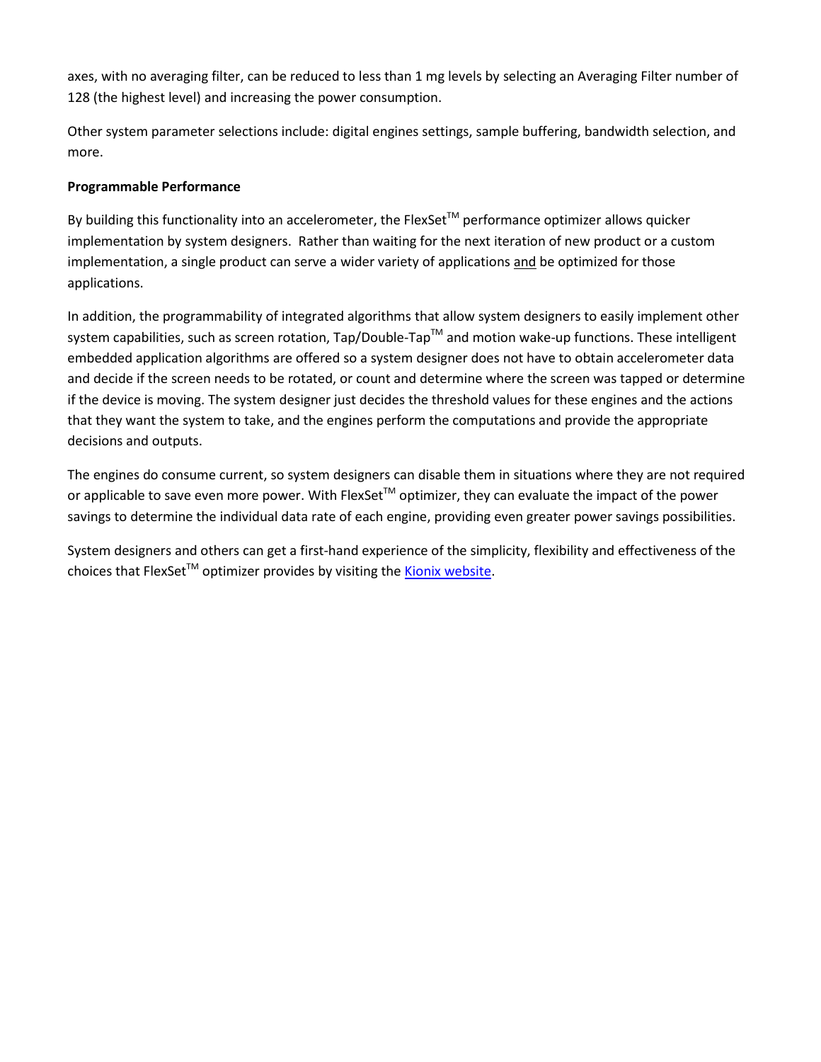axes, with no averaging filter, can be reduced to less than 1 mg levels by selecting an Averaging Filter number of 128 (the highest level) and increasing the power consumption.

Other system parameter selections include: digital engines settings, sample buffering, bandwidth selection, and more.

**Programmable Performance**

By building this functionality into an accelerometer, the FlexSet™ performance optimizer allows quicker implementation by system designers. Rather than waiting for the next iteration of new product or a custom implementation, a single product can serve a wider variety of applications and be optimized for those applications.

In addition, the programmability of integrated algorithms that allow system designers to easily implement other system capabilities, such as screen rotation, Tap/Double-Tap™ and motion wake-up functions. These intelligent embedded application algorithms are offered so a system designer does not have to obtain accelerometer data and decide if the screen needs to be rotated, or count and determine where the screen was tapped or determine if the device is moving. The system designer just decides the threshold values for these engines and the actions that they want the system to take, and the engines perform the computations and provide the appropriate decisions and outputs.

The engines do consume current, so system designers can disable them in situations where they are not required or applicable to save even more power. With FlexSet™ optimizer, they can evaluate the impact of the power savings to determine the individual data rate of each engine, providing even greater power savings possibilities.

System designers and others can get a first-hand experience of the simplicity, flexibility and effectiveness of the choices that FlexSet™ optimizer provides by visiting the Kionix website.